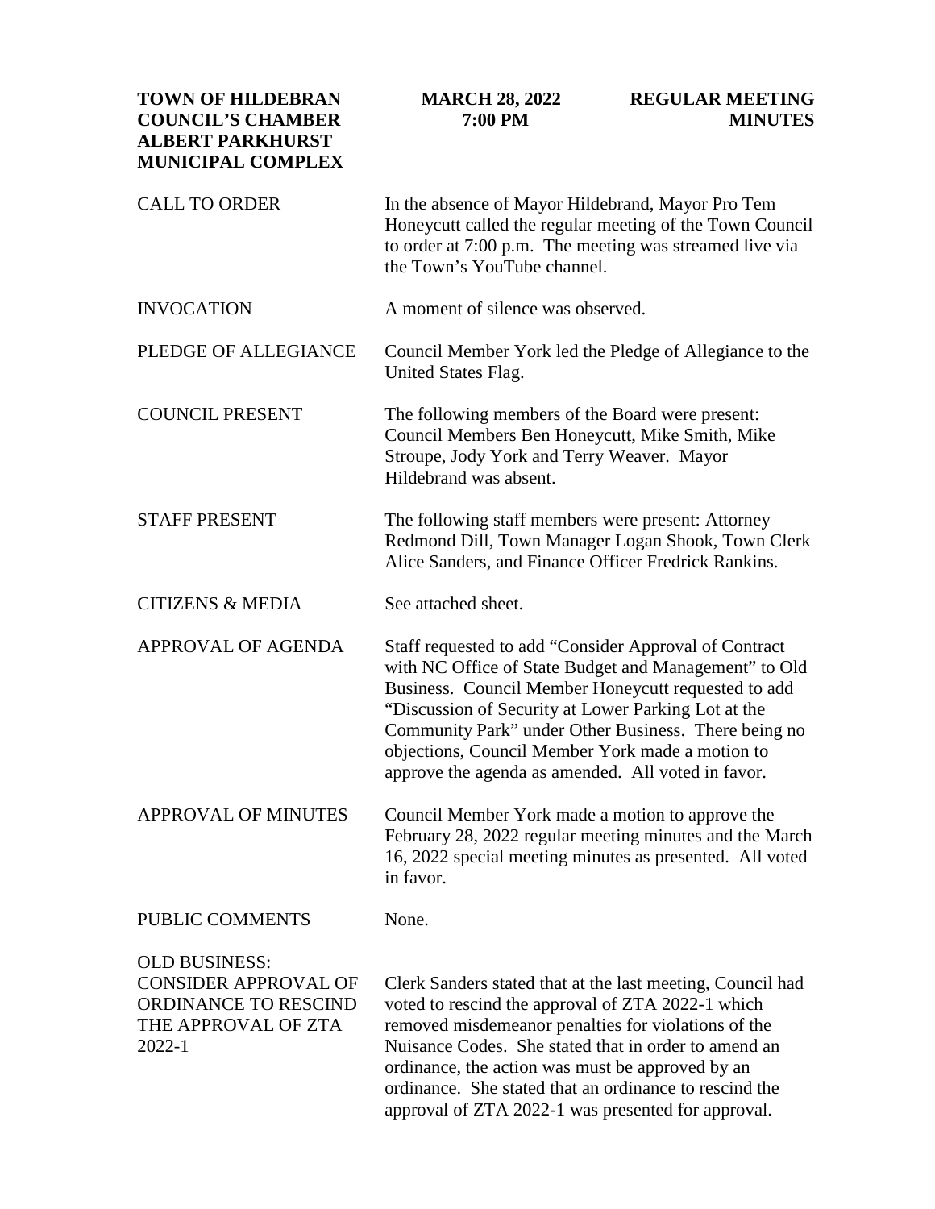**TOWN OF HILDEBRAN**
**COUNCIL'S CHAMBER**
**ALBERT PARKHURST MUNICIPAL COMPLEX**

**MARCH 28, 2022**
**7:00 PM**

**REGULAR MEETING MINUTES**

**CALL TO ORDER**

In the absence of Mayor Hildebrand, Mayor Pro Tem Honeycutt called the regular meeting of the Town Council to order at 7:00 p.m. The meeting was streamed live via the Town's YouTube channel.

**INVOCATION**

A moment of silence was observed.

**PLEDGE OF ALLEGIANCE**

Council Member York led the Pledge of Allegiance to the United States Flag.

**COUNCIL PRESENT**

The following members of the Board were present: Council Members Ben Honeycutt, Mike Smith, Mike Stroupe, Jody York and Terry Weaver. Mayor Hildebrand was absent.

**STAFF PRESENT**

The following staff members were present: Attorney Redmond Dill, Town Manager Logan Shook, Town Clerk Alice Sanders, and Finance Officer Fredrick Rankins.

**CITIZENS & MEDIA**

See attached sheet.

**APPROVAL OF AGENDA**

Staff requested to add "Consider Approval of Contract with NC Office of State Budget and Management" to Old Business. Council Member Honeycutt requested to add "Discussion of Security at Lower Parking Lot at the Community Park" under Other Business. There being no objections, Council Member York made a motion to approve the agenda as amended. All voted in favor.

**APPROVAL OF MINUTES**

Council Member York made a motion to approve the February 28, 2022 regular meeting minutes and the March 16, 2022 special meeting minutes as presented. All voted in favor.

**PUBLIC COMMENTS**

None.

**OLD BUSINESS: CONSIDER APPROVAL OF ORDINANCE TO RESCIND THE APPROVAL OF ZTA 2022-1**

Clerk Sanders stated that at the last meeting, Council had voted to rescind the approval of ZTA 2022-1 which removed misdemeanor penalties for violations of the Nuisance Codes. She stated that in order to amend an ordinance, the action was must be approved by an ordinance. She stated that an ordinance to rescind the approval of ZTA 2022-1 was presented for approval.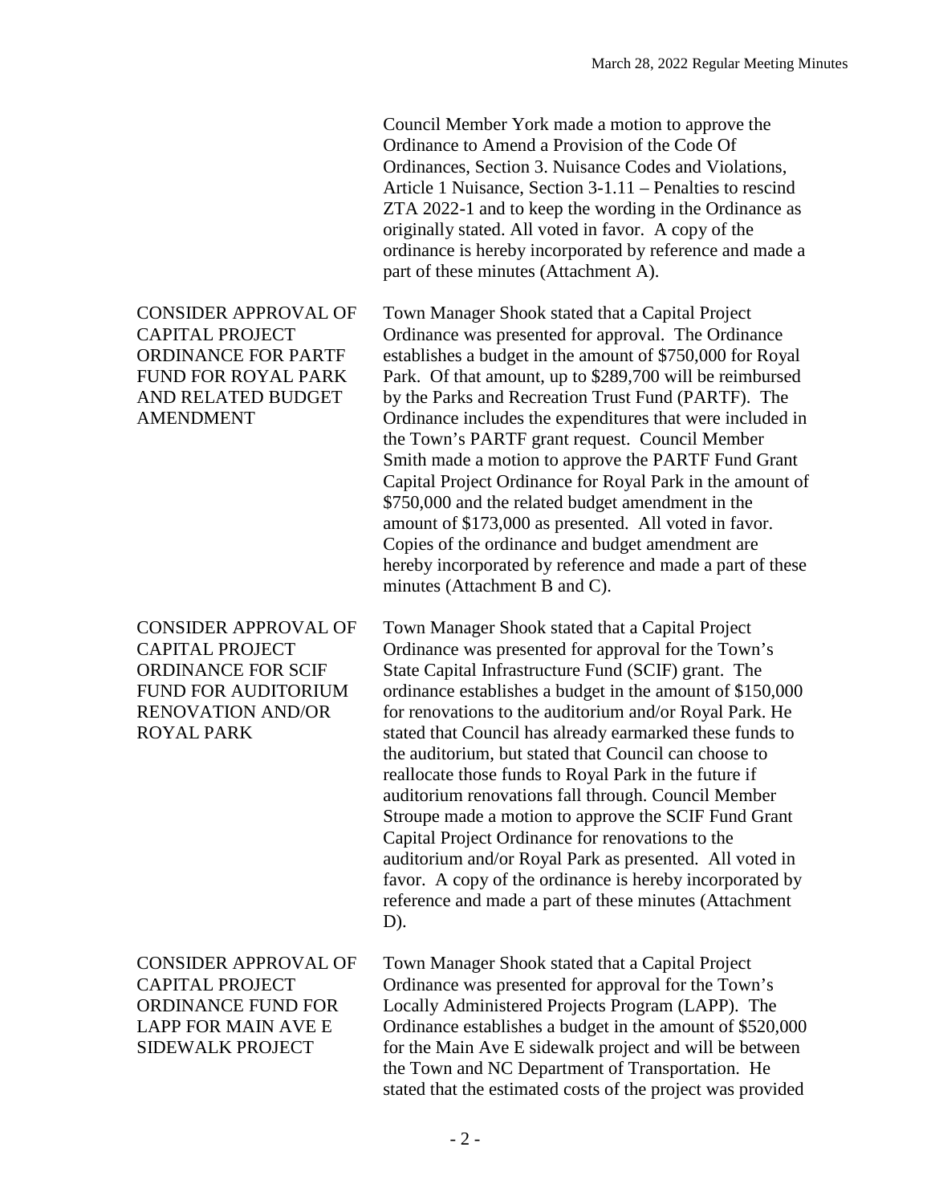Council Member York made a motion to approve the Ordinance to Amend a Provision of the Code Of Ordinances, Section 3. Nuisance Codes and Violations, Article 1 Nuisance, Section 3-1.11 – Penalties to rescind ZTA 2022-1 and to keep the wording in the Ordinance as originally stated. All voted in favor. A copy of the ordinance is hereby incorporated by reference and made a part of these minutes (Attachment A).

**CONSIDER APPROVAL OF CAPITAL PROJECT ORDINANCE FOR PARTF FUND FOR ROYAL PARK AND RELATED BUDGET AMENDMENT**

Town Manager Shook stated that a Capital Project Ordinance was presented for approval. The Ordinance establishes a budget in the amount of $750,000 for Royal Park. Of that amount, up to $289,700 will be reimbursed by the Parks and Recreation Trust Fund (PARTF). The Ordinance includes the expenditures that were included in the Town's PARTF grant request. Council Member Smith made a motion to approve the PARTF Fund Grant Capital Project Ordinance for Royal Park in the amount of $750,000 and the related budget amendment in the amount of $173,000 as presented. All voted in favor. Copies of the ordinance and budget amendment are hereby incorporated by reference and made a part of these minutes (Attachment B and C).

**CONSIDER APPROVAL OF CAPITAL PROJECT ORDINANCE FOR SCIF FUND FOR AUDITORIUM RENOVATION AND/OR ROYAL PARK**

Town Manager Shook stated that a Capital Project Ordinance was presented for approval for the Town's State Capital Infrastructure Fund (SCIF) grant. The ordinance establishes a budget in the amount of $150,000 for renovations to the auditorium and/or Royal Park. He stated that Council has already earmarked these funds to the auditorium, but stated that Council can choose to reallocate those funds to Royal Park in the future if auditorium renovations fall through. Council Member Stroupe made a motion to approve the SCIF Fund Grant Capital Project Ordinance for renovations to the auditorium and/or Royal Park as presented. All voted in favor. A copy of the ordinance is hereby incorporated by reference and made a part of these minutes (Attachment D).

**CONSIDER APPROVAL OF CAPITAL PROJECT ORDINANCE FUND FOR LAPP FOR MAIN AVE E SIDEWALK PROJECT**

Town Manager Shook stated that a Capital Project Ordinance was presented for approval for the Town's Locally Administered Projects Program (LAPP). The Ordinance establishes a budget in the amount of $520,000 for the Main Ave E sidewalk project and will be between the Town and NC Department of Transportation. He stated that the estimated costs of the project was provided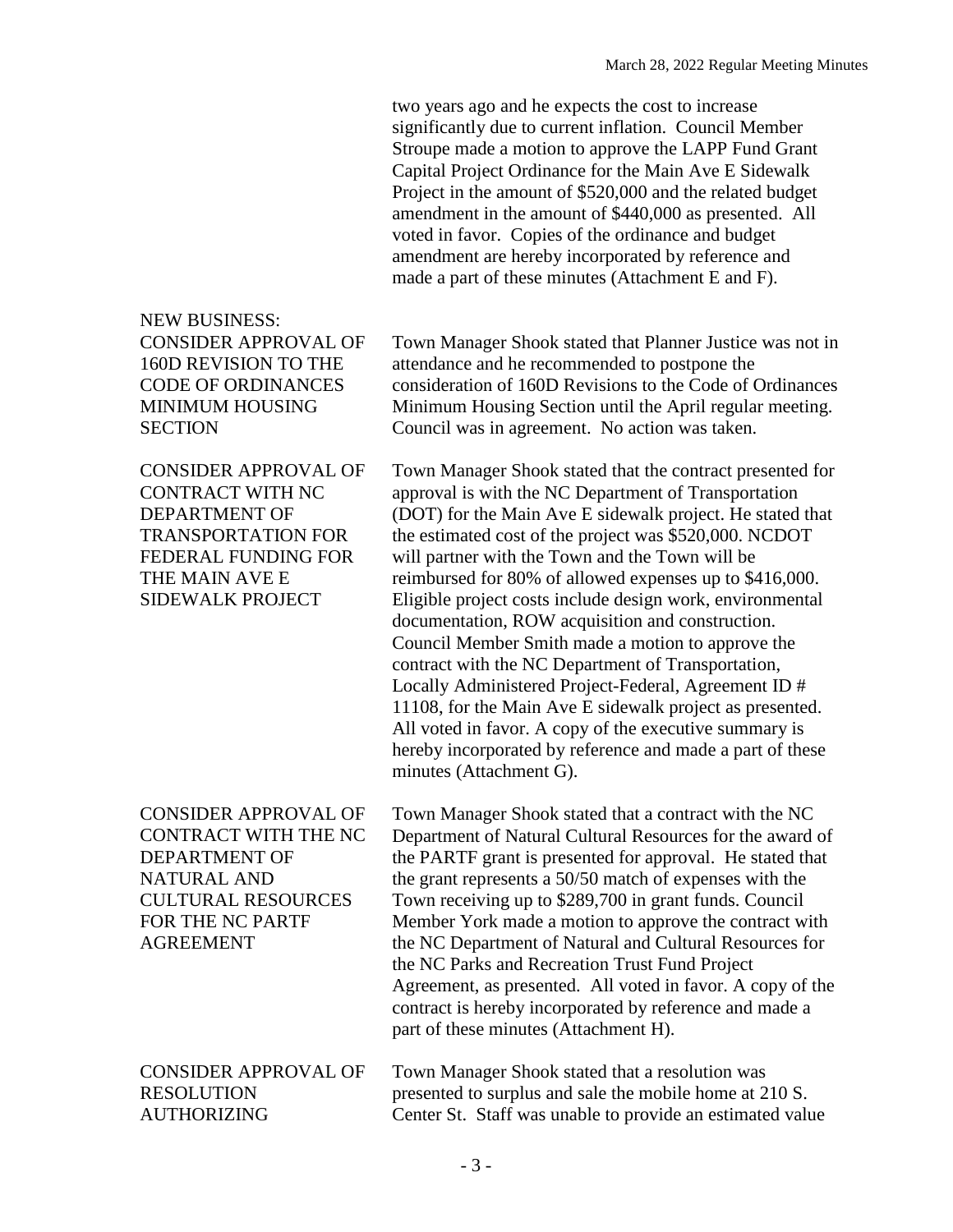two years ago and he expects the cost to increase significantly due to current inflation. Council Member Stroupe made a motion to approve the LAPP Fund Grant Capital Project Ordinance for the Main Ave E Sidewalk Project in the amount of $520,000 and the related budget amendment in the amount of $440,000 as presented. All voted in favor. Copies of the ordinance and budget amendment are hereby incorporated by reference and made a part of these minutes (Attachment E and F).

**NEW BUSINESS:**

**CONSIDER APPROVAL OF 160D REVISION TO THE CODE OF ORDINANCES MINIMUM HOUSING SECTION**

Town Manager Shook stated that Planner Justice was not in attendance and he recommended to postpone the consideration of 160D Revisions to the Code of Ordinances Minimum Housing Section until the April regular meeting. Council was in agreement. No action was taken.

**CONSIDER APPROVAL OF CONTRACT WITH NC DEPARTMENT OF TRANSPORTATION FOR FEDERAL FUNDING FOR THE MAIN AVE E SIDEWALK PROJECT**

Town Manager Shook stated that the contract presented for approval is with the NC Department of Transportation (DOT) for the Main Ave E sidewalk project. He stated that the estimated cost of the project was $520,000. NCDOT will partner with the Town and the Town will be reimbursed for 80% of allowed expenses up to $416,000. Eligible project costs include design work, environmental documentation, ROW acquisition and construction. Council Member Smith made a motion to approve the contract with the NC Department of Transportation, Locally Administered Project-Federal, Agreement ID # 11108, for the Main Ave E sidewalk project as presented. All voted in favor. A copy of the executive summary is hereby incorporated by reference and made a part of these minutes (Attachment G).

**CONSIDER APPROVAL OF CONTRACT WITH THE NC DEPARTMENT OF NATURAL AND CULTURAL RESOURCES FOR THE NC PARTF AGREEMENT**

Town Manager Shook stated that a contract with the NC Department of Natural Cultural Resources for the award of the PARTF grant is presented for approval. He stated that the grant represents a 50/50 match of expenses with the Town receiving up to $289,700 in grant funds. Council Member York made a motion to approve the contract with the NC Department of Natural and Cultural Resources for the NC Parks and Recreation Trust Fund Project Agreement, as presented. All voted in favor. A copy of the contract is hereby incorporated by reference and made a part of these minutes (Attachment H).

**CONSIDER APPROVAL OF RESOLUTION AUTHORIZING**

Town Manager Shook stated that a resolution was presented to surplus and sale the mobile home at 210 S. Center St. Staff was unable to provide an estimated value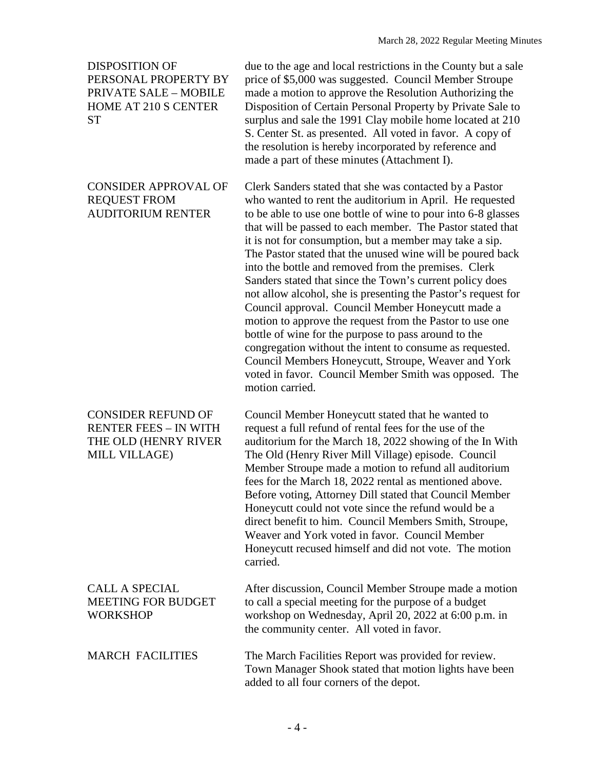**DISPOSITION OF PERSONAL PROPERTY BY PRIVATE SALE – MOBILE HOME AT 210 S CENTER ST**

due to the age and local restrictions in the County but a sale price of $5,000 was suggested. Council Member Stroupe made a motion to approve the Resolution Authorizing the Disposition of Certain Personal Property by Private Sale to surplus and sale the 1991 Clay mobile home located at 210 S. Center St. as presented. All voted in favor. A copy of the resolution is hereby incorporated by reference and made a part of these minutes (Attachment I).

**CONSIDER APPROVAL OF REQUEST FROM AUDITORIUM RENTER**

Clerk Sanders stated that she was contacted by a Pastor who wanted to rent the auditorium in April. He requested to be able to use one bottle of wine to pour into 6-8 glasses that will be passed to each member. The Pastor stated that it is not for consumption, but a member may take a sip. The Pastor stated that the unused wine will be poured back into the bottle and removed from the premises. Clerk Sanders stated that since the Town's current policy does not allow alcohol, she is presenting the Pastor's request for Council approval. Council Member Honeycutt made a motion to approve the request from the Pastor to use one bottle of wine for the purpose to pass around to the congregation without the intent to consume as requested. Council Members Honeycutt, Stroupe, Weaver and York voted in favor. Council Member Smith was opposed. The motion carried.

**CONSIDER REFUND OF RENTER FEES – IN WITH THE OLD (HENRY RIVER MILL VILLAGE)**

Council Member Honeycutt stated that he wanted to request a full refund of rental fees for the use of the auditorium for the March 18, 2022 showing of the In With The Old (Henry River Mill Village) episode. Council Member Stroupe made a motion to refund all auditorium fees for the March 18, 2022 rental as mentioned above. Before voting, Attorney Dill stated that Council Member Honeycutt could not vote since the refund would be a direct benefit to him. Council Members Smith, Stroupe, Weaver and York voted in favor. Council Member Honeycutt recused himself and did not vote. The motion carried.

**CALL A SPECIAL MEETING FOR BUDGET WORKSHOP**

After discussion, Council Member Stroupe made a motion to call a special meeting for the purpose of a budget workshop on Wednesday, April 20, 2022 at 6:00 p.m. in the community center. All voted in favor.

**MARCH FACILITIES**

The March Facilities Report was provided for review. Town Manager Shook stated that motion lights have been added to all four corners of the depot.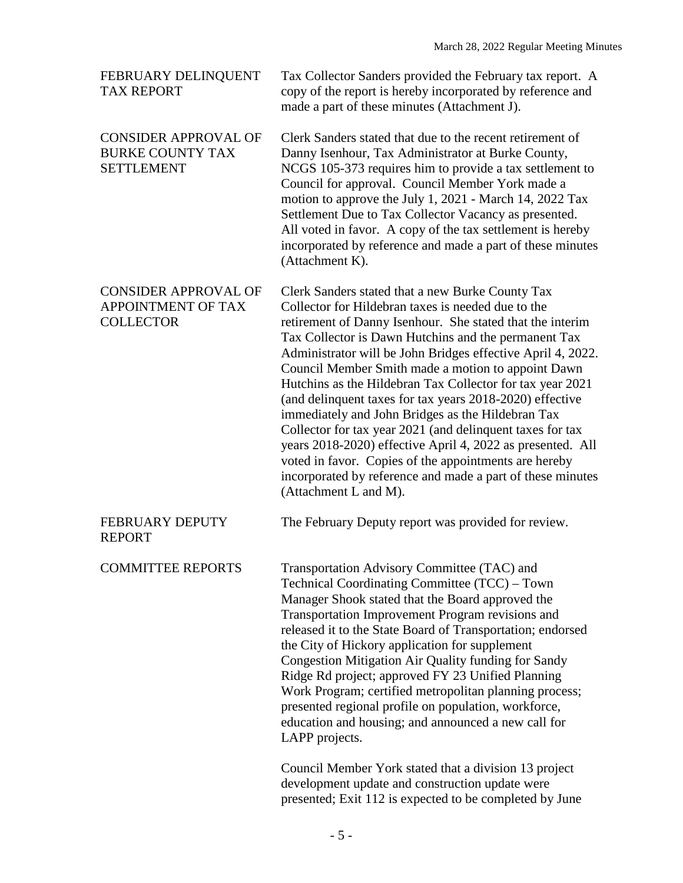**FEBRUARY DELINQUENT TAX REPORT**

Tax Collector Sanders provided the February tax report. A copy of the report is hereby incorporated by reference and made a part of these minutes (Attachment J).

**CONSIDER APPROVAL OF BURKE COUNTY TAX SETTLEMENT**

Clerk Sanders stated that due to the recent retirement of Danny Isenhour, Tax Administrator at Burke County, NCGS 105-373 requires him to provide a tax settlement to Council for approval. Council Member York made a motion to approve the July 1, 2021 - March 14, 2022 Tax Settlement Due to Tax Collector Vacancy as presented. All voted in favor. A copy of the tax settlement is hereby incorporated by reference and made a part of these minutes (Attachment K).

**CONSIDER APPROVAL OF APPOINTMENT OF TAX COLLECTOR**

Clerk Sanders stated that a new Burke County Tax Collector for Hildebran taxes is needed due to the retirement of Danny Isenhour. She stated that the interim Tax Collector is Dawn Hutchins and the permanent Tax Administrator will be John Bridges effective April 4, 2022. Council Member Smith made a motion to appoint Dawn Hutchins as the Hildebran Tax Collector for tax year 2021 (and delinquent taxes for tax years 2018-2020) effective immediately and John Bridges as the Hildebran Tax Collector for tax year 2021 (and delinquent taxes for tax years 2018-2020) effective April 4, 2022 as presented. All voted in favor. Copies of the appointments are hereby incorporated by reference and made a part of these minutes (Attachment L and M).

**FEBRUARY DEPUTY REPORT**

The February Deputy report was provided for review.

**COMMITTEE REPORTS**

Transportation Advisory Committee (TAC) and Technical Coordinating Committee (TCC) – Town Manager Shook stated that the Board approved the Transportation Improvement Program revisions and released it to the State Board of Transportation; endorsed the City of Hickory application for supplement Congestion Mitigation Air Quality funding for Sandy Ridge Rd project; approved FY 23 Unified Planning Work Program; certified metropolitan planning process; presented regional profile on population, workforce, education and housing; and announced a new call for LAPP projects.

Council Member York stated that a division 13 project development update and construction update were presented; Exit 112 is expected to be completed by June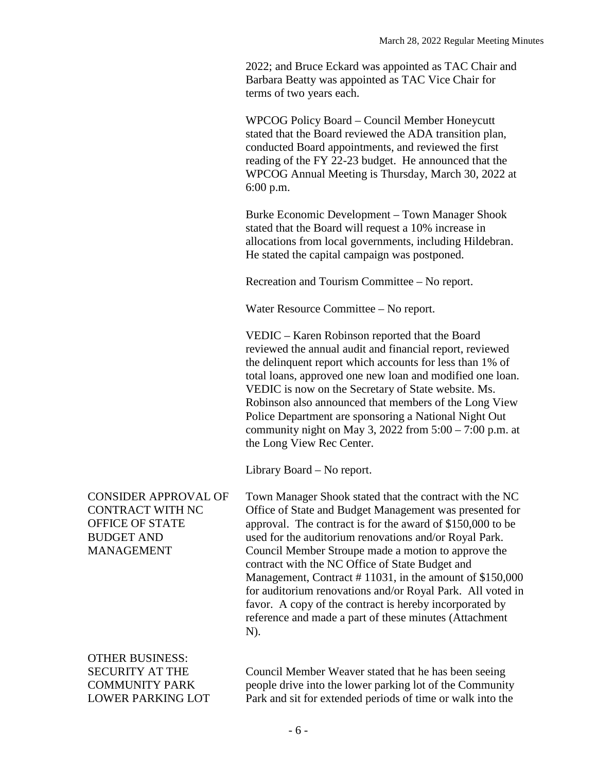2022; and Bruce Eckard was appointed as TAC Chair and Barbara Beatty was appointed as TAC Vice Chair for terms of two years each.

WPCOG Policy Board – Council Member Honeycutt stated that the Board reviewed the ADA transition plan, conducted Board appointments, and reviewed the first reading of the FY 22-23 budget. He announced that the WPCOG Annual Meeting is Thursday, March 30, 2022 at 6:00 p.m.

Burke Economic Development – Town Manager Shook stated that the Board will request a 10% increase in allocations from local governments, including Hildebran. He stated the capital campaign was postponed.

Recreation and Tourism Committee – No report.

Water Resource Committee – No report.

VEDIC – Karen Robinson reported that the Board reviewed the annual audit and financial report, reviewed the delinquent report which accounts for less than 1% of total loans, approved one new loan and modified one loan. VEDIC is now on the Secretary of State website. Ms. Robinson also announced that members of the Long View Police Department are sponsoring a National Night Out community night on May 3, 2022 from 5:00 – 7:00 p.m. at the Long View Rec Center.

Library Board – No report.

**CONSIDER APPROVAL OF CONTRACT WITH NC OFFICE OF STATE BUDGET AND MANAGEMENT**

Town Manager Shook stated that the contract with the NC Office of State and Budget Management was presented for approval. The contract is for the award of $150,000 to be used for the auditorium renovations and/or Royal Park. Council Member Stroupe made a motion to approve the contract with the NC Office of State Budget and Management, Contract # 11031, in the amount of $150,000 for auditorium renovations and/or Royal Park. All voted in favor. A copy of the contract is hereby incorporated by reference and made a part of these minutes (Attachment N).

**OTHER BUSINESS: SECURITY AT THE COMMUNITY PARK LOWER PARKING LOT**

Council Member Weaver stated that he has been seeing people drive into the lower parking lot of the Community Park and sit for extended periods of time or walk into the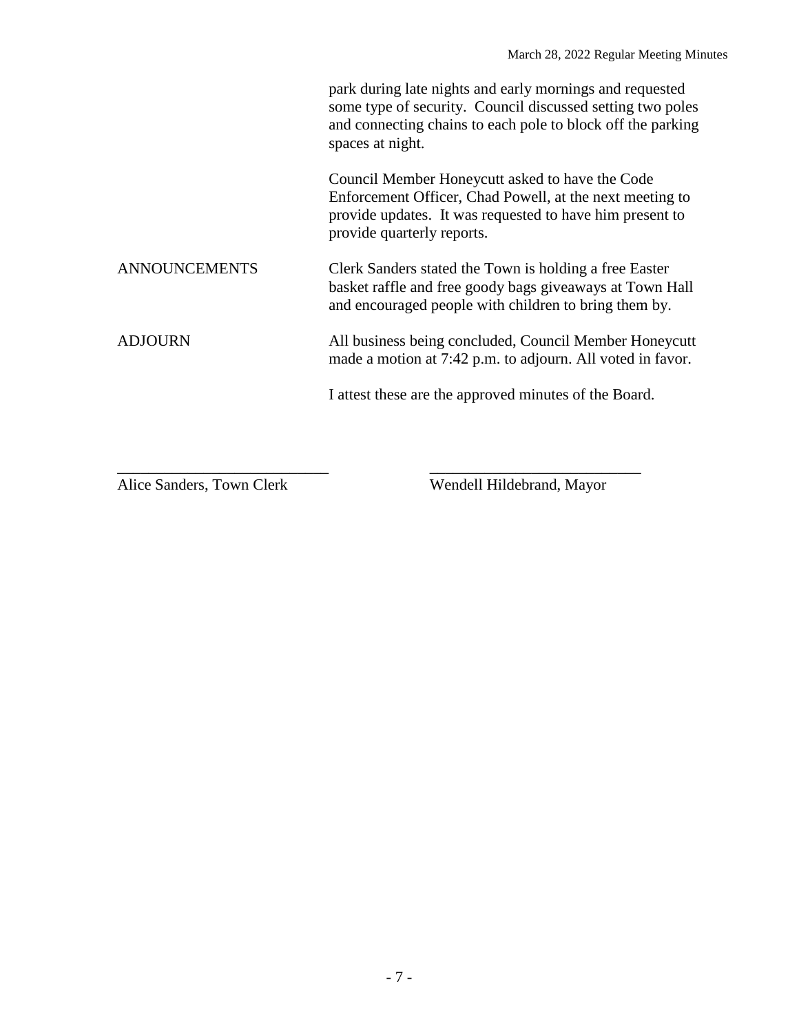park during late nights and early mornings and requested some type of security. Council discussed setting two poles and connecting chains to each pole to block off the parking spaces at night.

Council Member Honeycutt asked to have the Code Enforcement Officer, Chad Powell, at the next meeting to provide updates. It was requested to have him present to provide quarterly reports.

**ANNOUNCEMENTS**

Clerk Sanders stated the Town is holding a free Easter basket raffle and free goody bags giveaways at Town Hall and encouraged people with children to bring them by.

**ADJOURN**

All business being concluded, Council Member Honeycutt made a motion at 7:42 p.m. to adjourn. All voted in favor.

I attest these are the approved minutes of the Board.

\_\_\_\_\_\_\_\_\_\_\_\_\_\_\_\_\_\_\_\_\_\_\_\_\_\_\_
Alice Sanders, Town Clerk

\_\_\_\_\_\_\_\_\_\_\_\_\_\_\_\_\_\_\_\_\_\_\_\_\_\_\_
Wendell Hildebrand, Mayor